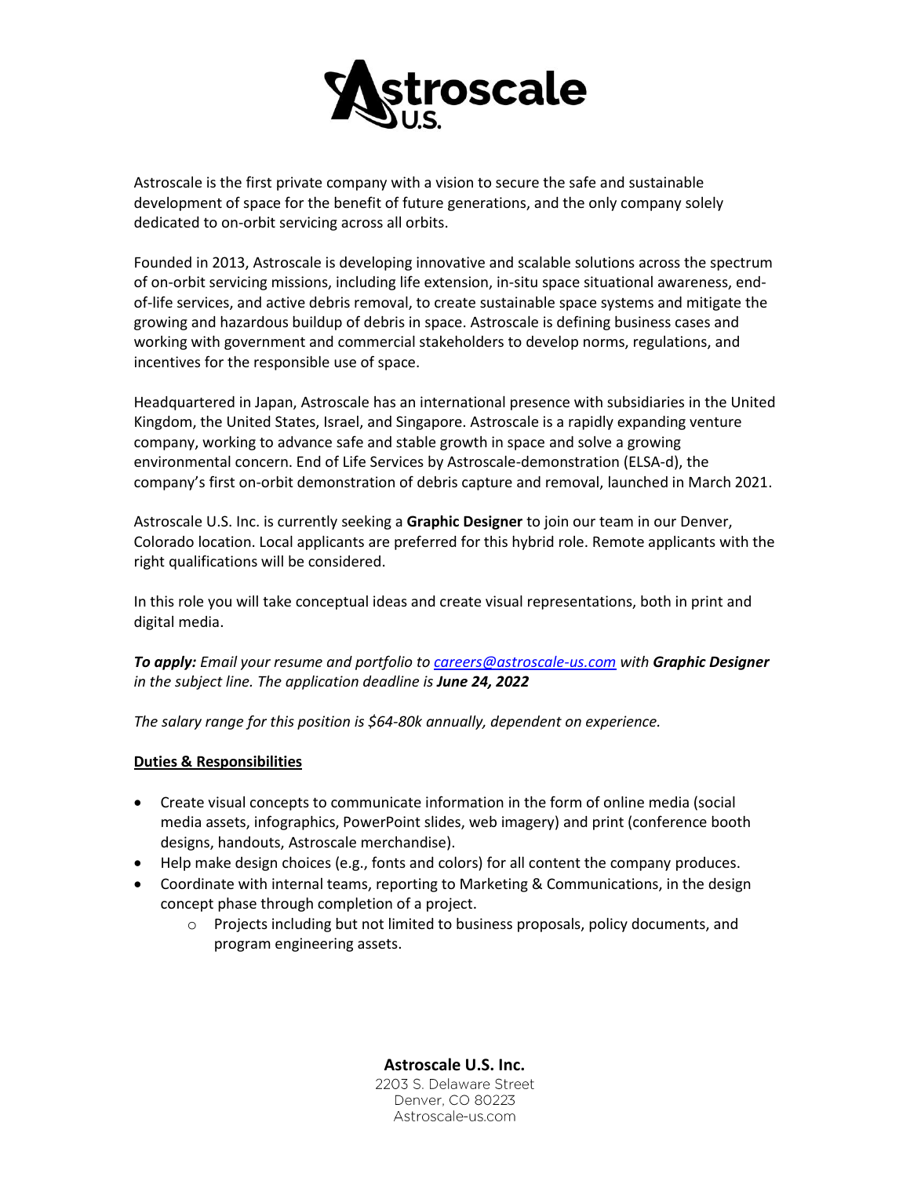Astroscale is the first private company with a vision to secure the safe and sustainable development of space for the benefit of future generations, and the only company solely dedicated to on-orbit servicing across all orbits.

Founded in 2013, Astroscale is developing innovative and scalable solutions across the spectrum of on-orbit servicing missions, including life extension, in-situ space situational awareness, end-of-life services, and active debris removal, to create sustainable space systems and mitigate the growing and hazardous buildup of debris in space. Astroscale is defining business cases and working with government and commercial stakeholders to develop norms, regulations, and incentives for the responsible use of space.

Headquartered in Japan, Astroscale has an international presence with subsidiaries in the United Kingdom, the United States, Israel, and Singapore. Astroscale is a rapidly expanding venture company, working to advance safe and stable growth in space and solve a growing environmental concern. End of Life Services by Astroscale-demonstration (ELSA-d), the company's first on-orbit demonstration of debris capture and removal, launched in March 2021.

Astroscale U.S. Inc. is currently seeking a **Graphic Designer** to join our team in our Denver, Colorado location. Local applicants are preferred for this hybrid role. Remote applicants with the right qualifications will be considered.

In this role you will take conceptual ideas and create visual representations, both in print and digital media.

***To apply:*** *Email your resume and portfolio to [careers@astroscale-us.com](mailto:careers@astroscale-us.com) with **Graphic Designer** in the subject line. The application deadline is **June 24, 2022***

*The salary range for this position is $64-80k annually, dependent on experience.*

## Duties & Responsibilities

- Create visual concepts to communicate information in the form of online media (social media assets, infographics, PowerPoint slides, web imagery) and print (conference booth designs, handouts, Astroscale merchandise).
- Help make design choices (e.g., fonts and colors) for all content the company produces.
- Coordinate with internal teams, reporting to Marketing & Communications, in the design concept phase through completion of a project.
    - Projects including but not limited to business proposals, policy documents, and program engineering assets.

**Astroscale U.S. Inc.**
2203 S. Delaware Street
Denver, CO 80223
Astroscale-us.com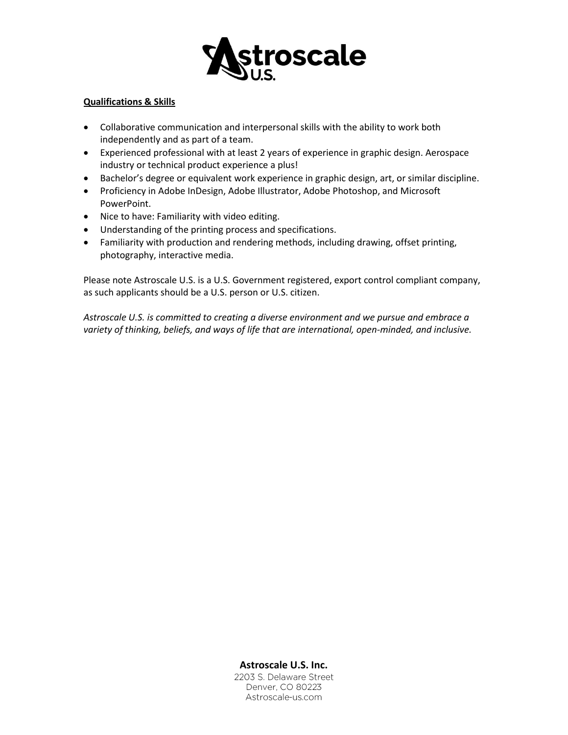**Qualifications & Skills**

- Collaborative communication and interpersonal skills with the ability to work both independently and as part of a team.
- Experienced professional with at least 2 years of experience in graphic design. Aerospace industry or technical product experience a plus!
- Bachelor's degree or equivalent work experience in graphic design, art, or similar discipline.
- Proficiency in Adobe InDesign, Adobe Illustrator, Adobe Photoshop, and Microsoft PowerPoint.
- Nice to have: Familiarity with video editing.
- Understanding of the printing process and specifications.
- Familiarity with production and rendering methods, including drawing, offset printing, photography, interactive media.

Please note Astroscale U.S. is a U.S. Government registered, export control compliant company, as such applicants should be a U.S. person or U.S. citizen.

*Astroscale U.S. is committed to creating a diverse environment and we pursue and embrace a variety of thinking, beliefs, and ways of life that are international, open-minded, and inclusive.*